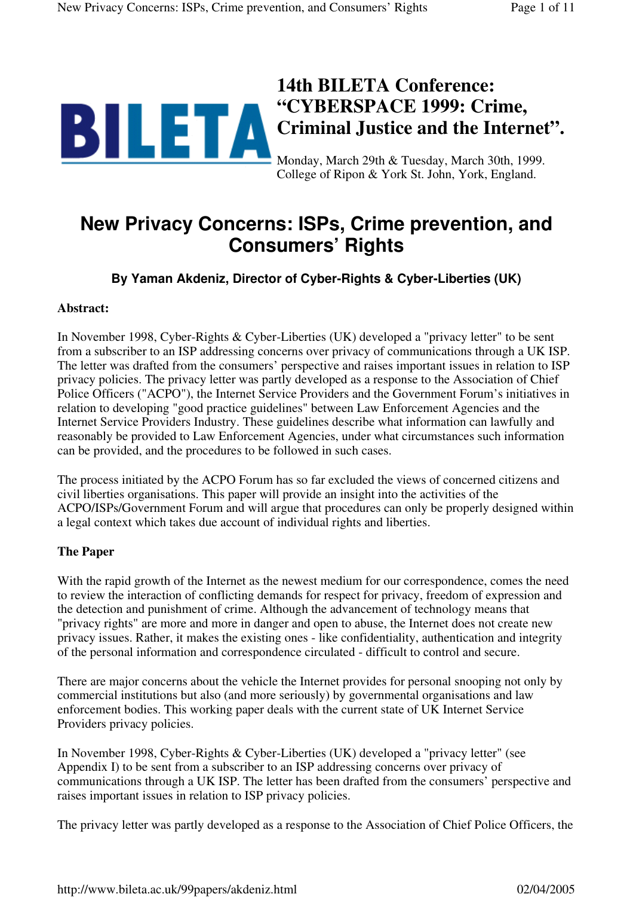# 14th BILETA Conference: "CYBERSPACE 1999: Crime, Criminal Justice and the Internet".

Monday, March 29th & Tuesday, March 30th, 1999.
College of Ripon & York St. John, York, England.

# New Privacy Concerns: ISPs, Crime prevention, and Consumers' Rights

**By Yaman Akdeniz, Director of Cyber-Rights & Cyber-Liberties (UK)**

**Abstract:**

In November 1998, Cyber-Rights & Cyber-Liberties (UK) developed a "privacy letter" to be sent from a subscriber to an ISP addressing concerns over privacy of communications through a UK ISP. The letter was drafted from the consumers' perspective and raises important issues in relation to ISP privacy policies. The privacy letter was partly developed as a response to the Association of Chief Police Officers ("ACPO"), the Internet Service Providers and the Government Forum's initiatives in relation to developing "good practice guidelines" between Law Enforcement Agencies and the Internet Service Providers Industry. These guidelines describe what information can lawfully and reasonably be provided to Law Enforcement Agencies, under what circumstances such information can be provided, and the procedures to be followed in such cases.

The process initiated by the ACPO Forum has so far excluded the views of concerned citizens and civil liberties organisations. This paper will provide an insight into the activities of the ACPO/ISPs/Government Forum and will argue that procedures can only be properly designed within a legal context which takes due account of individual rights and liberties.

**The Paper**

With the rapid growth of the Internet as the newest medium for our correspondence, comes the need to review the interaction of conflicting demands for respect for privacy, freedom of expression and the detection and punishment of crime. Although the advancement of technology means that "privacy rights" are more and more in danger and open to abuse, the Internet does not create new privacy issues. Rather, it makes the existing ones - like confidentiality, authentication and integrity of the personal information and correspondence circulated - difficult to control and secure.

There are major concerns about the vehicle the Internet provides for personal snooping not only by commercial institutions but also (and more seriously) by governmental organisations and law enforcement bodies. This working paper deals with the current state of UK Internet Service Providers privacy policies.

In November 1998, Cyber-Rights & Cyber-Liberties (UK) developed a "privacy letter" (see Appendix I) to be sent from a subscriber to an ISP addressing concerns over privacy of communications through a UK ISP. The letter has been drafted from the consumers' perspective and raises important issues in relation to ISP privacy policies.

The privacy letter was partly developed as a response to the Association of Chief Police Officers, the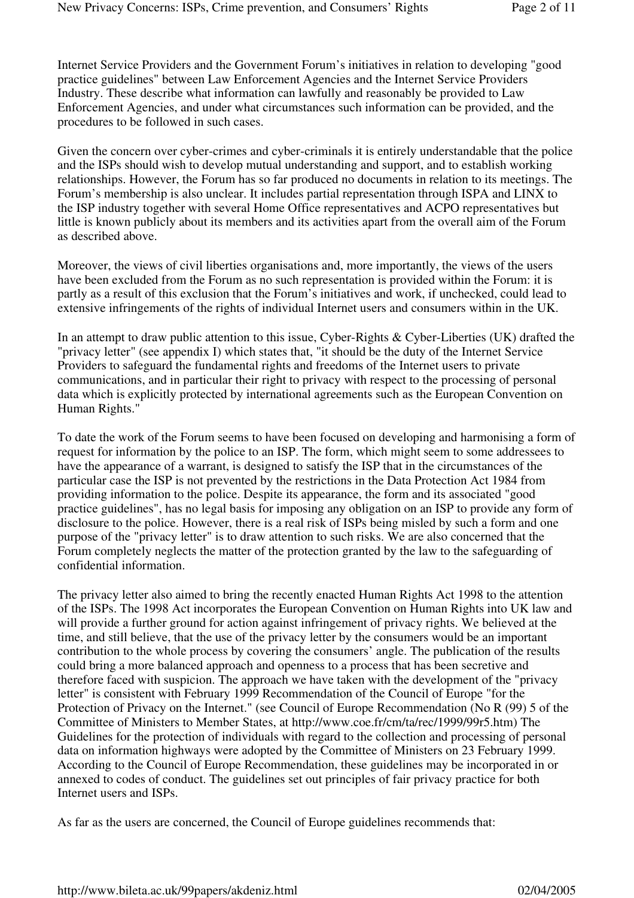Internet Service Providers and the Government Forum's initiatives in relation to developing "good practice guidelines" between Law Enforcement Agencies and the Internet Service Providers Industry. These describe what information can lawfully and reasonably be provided to Law Enforcement Agencies, and under what circumstances such information can be provided, and the procedures to be followed in such cases.

Given the concern over cyber-crimes and cyber-criminals it is entirely understandable that the police and the ISPs should wish to develop mutual understanding and support, and to establish working relationships. However, the Forum has so far produced no documents in relation to its meetings. The Forum's membership is also unclear. It includes partial representation through ISPA and LINX to the ISP industry together with several Home Office representatives and ACPO representatives but little is known publicly about its members and its activities apart from the overall aim of the Forum as described above.

Moreover, the views of civil liberties organisations and, more importantly, the views of the users have been excluded from the Forum as no such representation is provided within the Forum: it is partly as a result of this exclusion that the Forum's initiatives and work, if unchecked, could lead to extensive infringements of the rights of individual Internet users and consumers within in the UK.

In an attempt to draw public attention to this issue, Cyber-Rights & Cyber-Liberties (UK) drafted the "privacy letter" (see appendix I) which states that, "it should be the duty of the Internet Service Providers to safeguard the fundamental rights and freedoms of the Internet users to private communications, and in particular their right to privacy with respect to the processing of personal data which is explicitly protected by international agreements such as the European Convention on Human Rights."

To date the work of the Forum seems to have been focused on developing and harmonising a form of request for information by the police to an ISP. The form, which might seem to some addressees to have the appearance of a warrant, is designed to satisfy the ISP that in the circumstances of the particular case the ISP is not prevented by the restrictions in the Data Protection Act 1984 from providing information to the police. Despite its appearance, the form and its associated "good practice guidelines", has no legal basis for imposing any obligation on an ISP to provide any form of disclosure to the police. However, there is a real risk of ISPs being misled by such a form and one purpose of the "privacy letter" is to draw attention to such risks. We are also concerned that the Forum completely neglects the matter of the protection granted by the law to the safeguarding of confidential information.

The privacy letter also aimed to bring the recently enacted Human Rights Act 1998 to the attention of the ISPs. The 1998 Act incorporates the European Convention on Human Rights into UK law and will provide a further ground for action against infringement of privacy rights. We believed at the time, and still believe, that the use of the privacy letter by the consumers would be an important contribution to the whole process by covering the consumers' angle. The publication of the results could bring a more balanced approach and openness to a process that has been secretive and therefore faced with suspicion. The approach we have taken with the development of the "privacy letter" is consistent with February 1999 Recommendation of the Council of Europe "for the Protection of Privacy on the Internet." (see Council of Europe Recommendation (No R (99) 5 of the Committee of Ministers to Member States, at http://www.coe.fr/cm/ta/rec/1999/99r5.htm) The Guidelines for the protection of individuals with regard to the collection and processing of personal data on information highways were adopted by the Committee of Ministers on 23 February 1999. According to the Council of Europe Recommendation, these guidelines may be incorporated in or annexed to codes of conduct. The guidelines set out principles of fair privacy practice for both Internet users and ISPs.

As far as the users are concerned, the Council of Europe guidelines recommends that: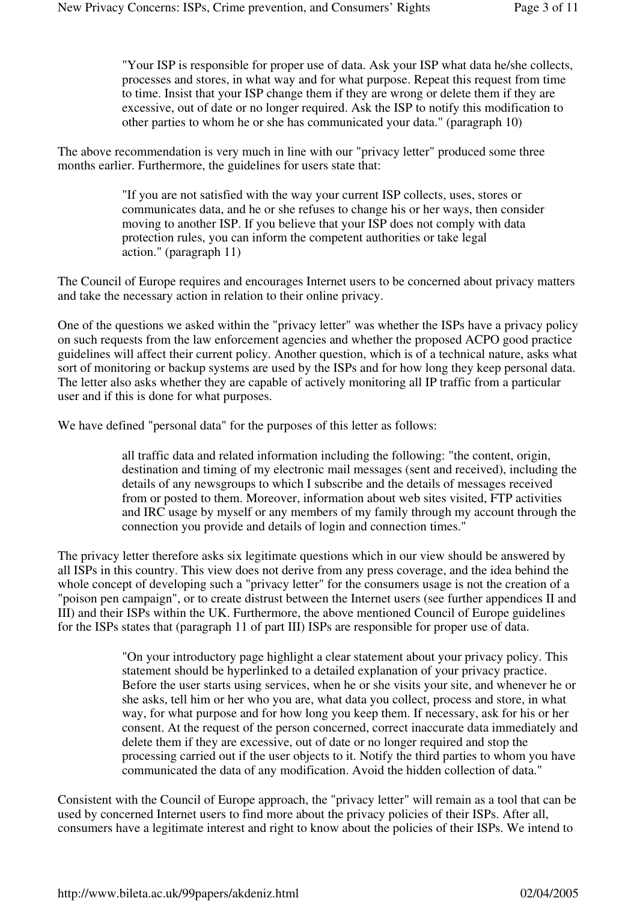> "Your ISP is responsible for proper use of data. Ask your ISP what data he/she collects, processes and stores, in what way and for what purpose. Repeat this request from time to time. Insist that your ISP change them if they are wrong or delete them if they are excessive, out of date or no longer required. Ask the ISP to notify this modification to other parties to whom he or she has communicated your data." (paragraph 10)

The above recommendation is very much in line with our "privacy letter" produced some three months earlier. Furthermore, the guidelines for users state that:

> "If you are not satisfied with the way your current ISP collects, uses, stores or communicates data, and he or she refuses to change his or her ways, then consider moving to another ISP. If you believe that your ISP does not comply with data protection rules, you can inform the competent authorities or take legal action." (paragraph 11)

The Council of Europe requires and encourages Internet users to be concerned about privacy matters and take the necessary action in relation to their online privacy.

One of the questions we asked within the "privacy letter" was whether the ISPs have a privacy policy on such requests from the law enforcement agencies and whether the proposed ACPO good practice guidelines will affect their current policy. Another question, which is of a technical nature, asks what sort of monitoring or backup systems are used by the ISPs and for how long they keep personal data. The letter also asks whether they are capable of actively monitoring all IP traffic from a particular user and if this is done for what purposes.

We have defined "personal data" for the purposes of this letter as follows:

> all traffic data and related information including the following: "the content, origin, destination and timing of my electronic mail messages (sent and received), including the details of any newsgroups to which I subscribe and the details of messages received from or posted to them. Moreover, information about web sites visited, FTP activities and IRC usage by myself or any members of my family through my account through the connection you provide and details of login and connection times."

The privacy letter therefore asks six legitimate questions which in our view should be answered by all ISPs in this country. This view does not derive from any press coverage, and the idea behind the whole concept of developing such a "privacy letter" for the consumers usage is not the creation of a "poison pen campaign", or to create distrust between the Internet users (see further appendices II and III) and their ISPs within the UK. Furthermore, the above mentioned Council of Europe guidelines for the ISPs states that (paragraph 11 of part III) ISPs are responsible for proper use of data.

> "On your introductory page highlight a clear statement about your privacy policy. This statement should be hyperlinked to a detailed explanation of your privacy practice. Before the user starts using services, when he or she visits your site, and whenever he or she asks, tell him or her who you are, what data you collect, process and store, in what way, for what purpose and for how long you keep them. If necessary, ask for his or her consent. At the request of the person concerned, correct inaccurate data immediately and delete them if they are excessive, out of date or no longer required and stop the processing carried out if the user objects to it. Notify the third parties to whom you have communicated the data of any modification. Avoid the hidden collection of data."

Consistent with the Council of Europe approach, the "privacy letter" will remain as a tool that can be used by concerned Internet users to find more about the privacy policies of their ISPs. After all, consumers have a legitimate interest and right to know about the policies of their ISPs. We intend to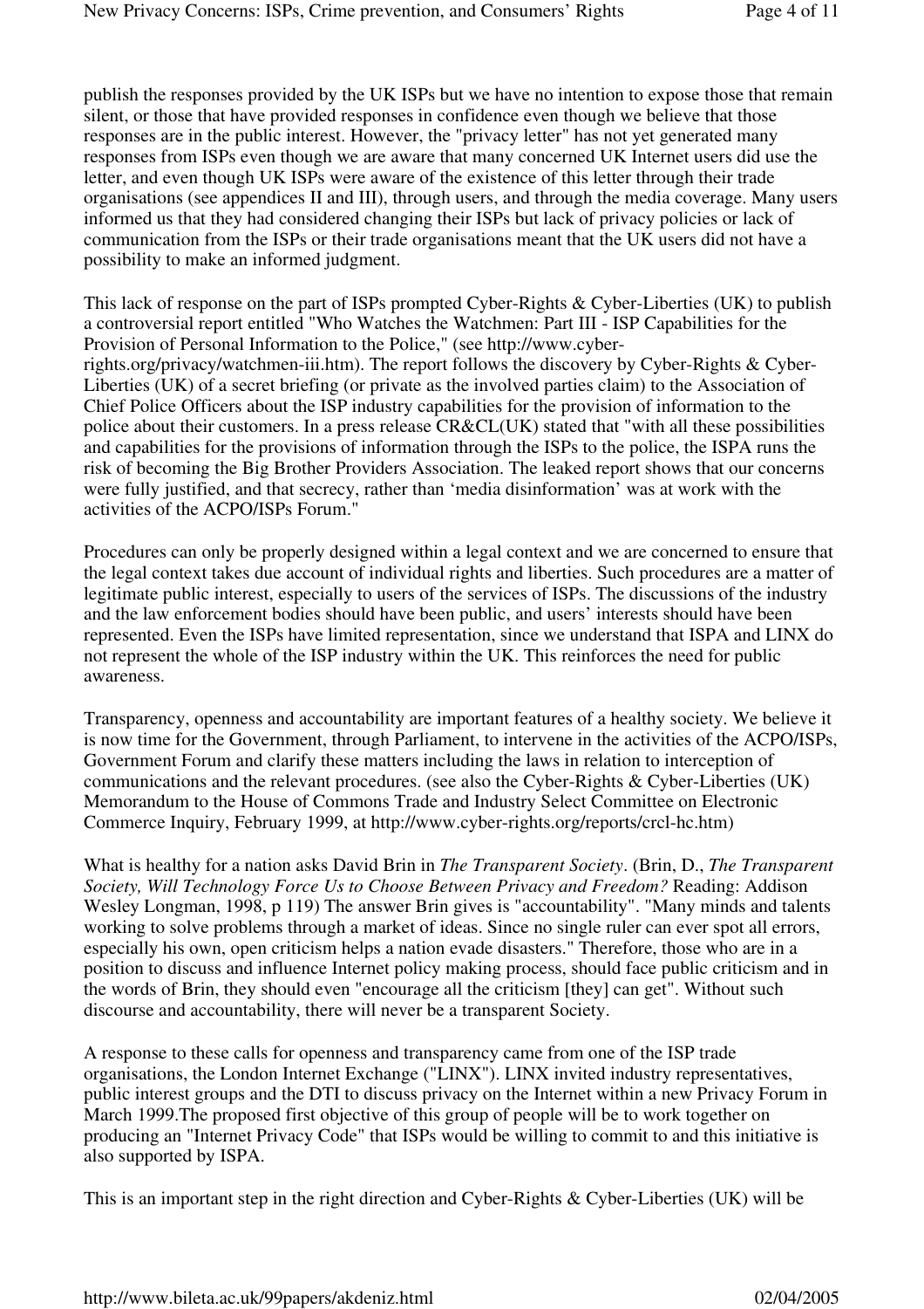publish the responses provided by the UK ISPs but we have no intention to expose those that remain silent, or those that have provided responses in confidence even though we believe that those responses are in the public interest. However, the "privacy letter" has not yet generated many responses from ISPs even though we are aware that many concerned UK Internet users did use the letter, and even though UK ISPs were aware of the existence of this letter through their trade organisations (see appendices II and III), through users, and through the media coverage. Many users informed us that they had considered changing their ISPs but lack of privacy policies or lack of communication from the ISPs or their trade organisations meant that the UK users did not have a possibility to make an informed judgment.

This lack of response on the part of ISPs prompted Cyber-Rights & Cyber-Liberties (UK) to publish a controversial report entitled "Who Watches the Watchmen: Part III - ISP Capabilities for the Provision of Personal Information to the Police," (see http://www.cyber-rights.org/privacy/watchmen-iii.htm). The report follows the discovery by Cyber-Rights & Cyber-Liberties (UK) of a secret briefing (or private as the involved parties claim) to the Association of Chief Police Officers about the ISP industry capabilities for the provision of information to the police about their customers. In a press release CR&CL(UK) stated that "with all these possibilities and capabilities for the provisions of information through the ISPs to the police, the ISPA runs the risk of becoming the Big Brother Providers Association. The leaked report shows that our concerns were fully justified, and that secrecy, rather than 'media disinformation' was at work with the activities of the ACPO/ISPs Forum."

Procedures can only be properly designed within a legal context and we are concerned to ensure that the legal context takes due account of individual rights and liberties. Such procedures are a matter of legitimate public interest, especially to users of the services of ISPs. The discussions of the industry and the law enforcement bodies should have been public, and users' interests should have been represented. Even the ISPs have limited representation, since we understand that ISPA and LINX do not represent the whole of the ISP industry within the UK. This reinforces the need for public awareness.

Transparency, openness and accountability are important features of a healthy society. We believe it is now time for the Government, through Parliament, to intervene in the activities of the ACPO/ISPs, Government Forum and clarify these matters including the laws in relation to interception of communications and the relevant procedures. (see also the Cyber-Rights & Cyber-Liberties (UK) Memorandum to the House of Commons Trade and Industry Select Committee on Electronic Commerce Inquiry, February 1999, at http://www.cyber-rights.org/reports/crcl-hc.htm)

What is healthy for a nation asks David Brin in *The Transparent Society*. (Brin, D., *The Transparent Society, Will Technology Force Us to Choose Between Privacy and Freedom?* Reading: Addison Wesley Longman, 1998, p 119) The answer Brin gives is "accountability". "Many minds and talents working to solve problems through a market of ideas. Since no single ruler can ever spot all errors, especially his own, open criticism helps a nation evade disasters." Therefore, those who are in a position to discuss and influence Internet policy making process, should face public criticism and in the words of Brin, they should even "encourage all the criticism [they] can get". Without such discourse and accountability, there will never be a transparent Society.

A response to these calls for openness and transparency came from one of the ISP trade organisations, the London Internet Exchange ("LINX"). LINX invited industry representatives, public interest groups and the DTI to discuss privacy on the Internet within a new Privacy Forum in March 1999.The proposed first objective of this group of people will be to work together on producing an "Internet Privacy Code" that ISPs would be willing to commit to and this initiative is also supported by ISPA.

This is an important step in the right direction and Cyber-Rights & Cyber-Liberties (UK) will be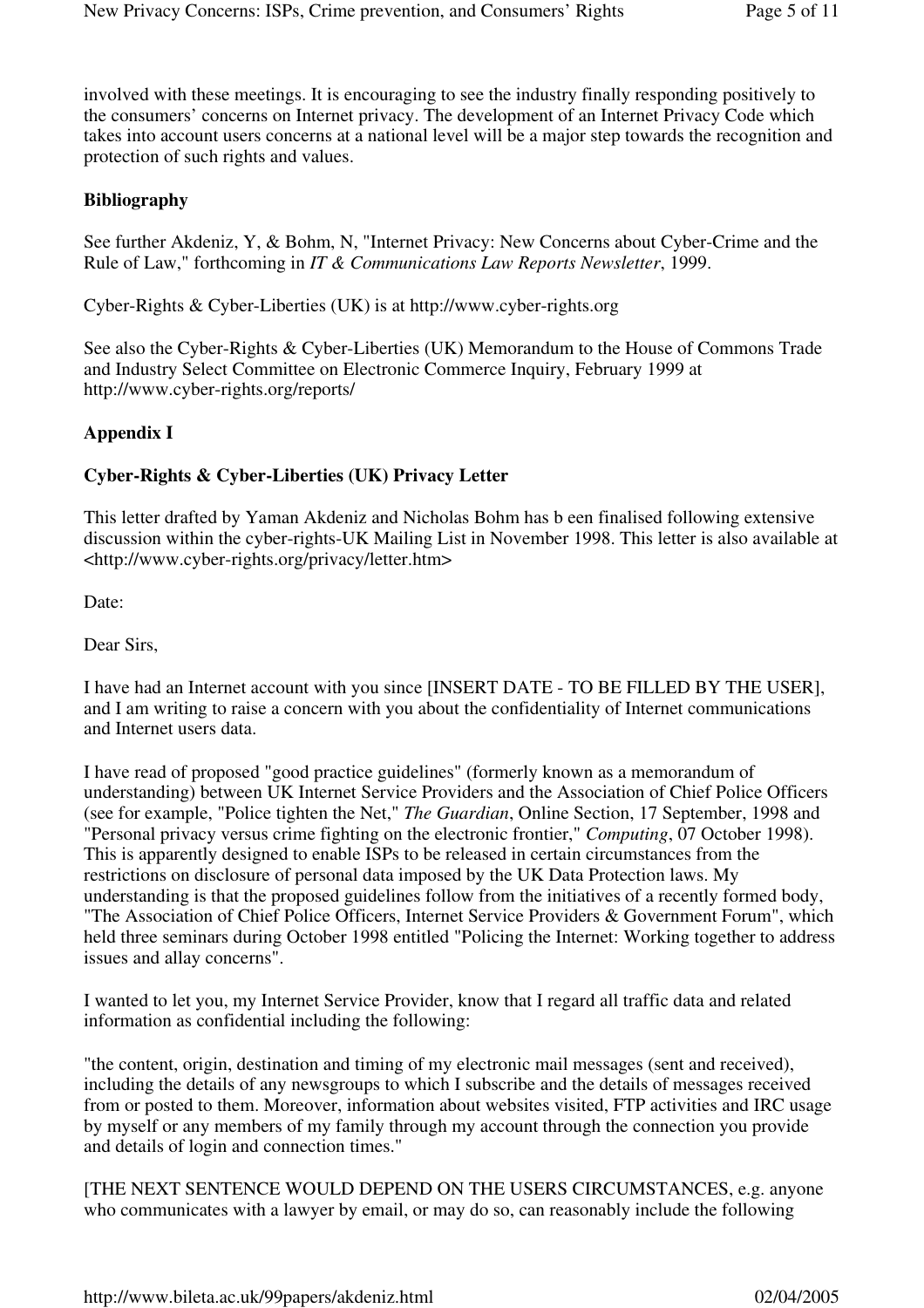involved with these meetings. It is encouraging to see the industry finally responding positively to the consumers' concerns on Internet privacy. The development of an Internet Privacy Code which takes into account users concerns at a national level will be a major step towards the recognition and protection of such rights and values.

**Bibliography**

See further Akdeniz, Y, & Bohm, N, "Internet Privacy: New Concerns about Cyber-Crime and the Rule of Law," forthcoming in *IT & Communications Law Reports Newsletter*, 1999.

Cyber-Rights & Cyber-Liberties (UK) is at http://www.cyber-rights.org

See also the Cyber-Rights & Cyber-Liberties (UK) Memorandum to the House of Commons Trade and Industry Select Committee on Electronic Commerce Inquiry, February 1999 at http://www.cyber-rights.org/reports/

**Appendix I**

**Cyber-Rights & Cyber-Liberties (UK) Privacy Letter**

This letter drafted by Yaman Akdeniz and Nicholas Bohm has b een finalised following extensive discussion within the cyber-rights-UK Mailing List in November 1998. This letter is also available at <http://www.cyber-rights.org/privacy/letter.htm>

Date:

Dear Sirs,

I have had an Internet account with you since [INSERT DATE - TO BE FILLED BY THE USER], and I am writing to raise a concern with you about the confidentiality of Internet communications and Internet users data.

I have read of proposed "good practice guidelines" (formerly known as a memorandum of understanding) between UK Internet Service Providers and the Association of Chief Police Officers (see for example, "Police tighten the Net," *The Guardian*, Online Section, 17 September, 1998 and "Personal privacy versus crime fighting on the electronic frontier," *Computing*, 07 October 1998). This is apparently designed to enable ISPs to be released in certain circumstances from the restrictions on disclosure of personal data imposed by the UK Data Protection laws. My understanding is that the proposed guidelines follow from the initiatives of a recently formed body, "The Association of Chief Police Officers, Internet Service Providers & Government Forum", which held three seminars during October 1998 entitled "Policing the Internet: Working together to address issues and allay concerns".

I wanted to let you, my Internet Service Provider, know that I regard all traffic data and related information as confidential including the following:

"the content, origin, destination and timing of my electronic mail messages (sent and received), including the details of any newsgroups to which I subscribe and the details of messages received from or posted to them. Moreover, information about websites visited, FTP activities and IRC usage by myself or any members of my family through my account through the connection you provide and details of login and connection times."

[THE NEXT SENTENCE WOULD DEPEND ON THE USERS CIRCUMSTANCES, e.g. anyone who communicates with a lawyer by email, or may do so, can reasonably include the following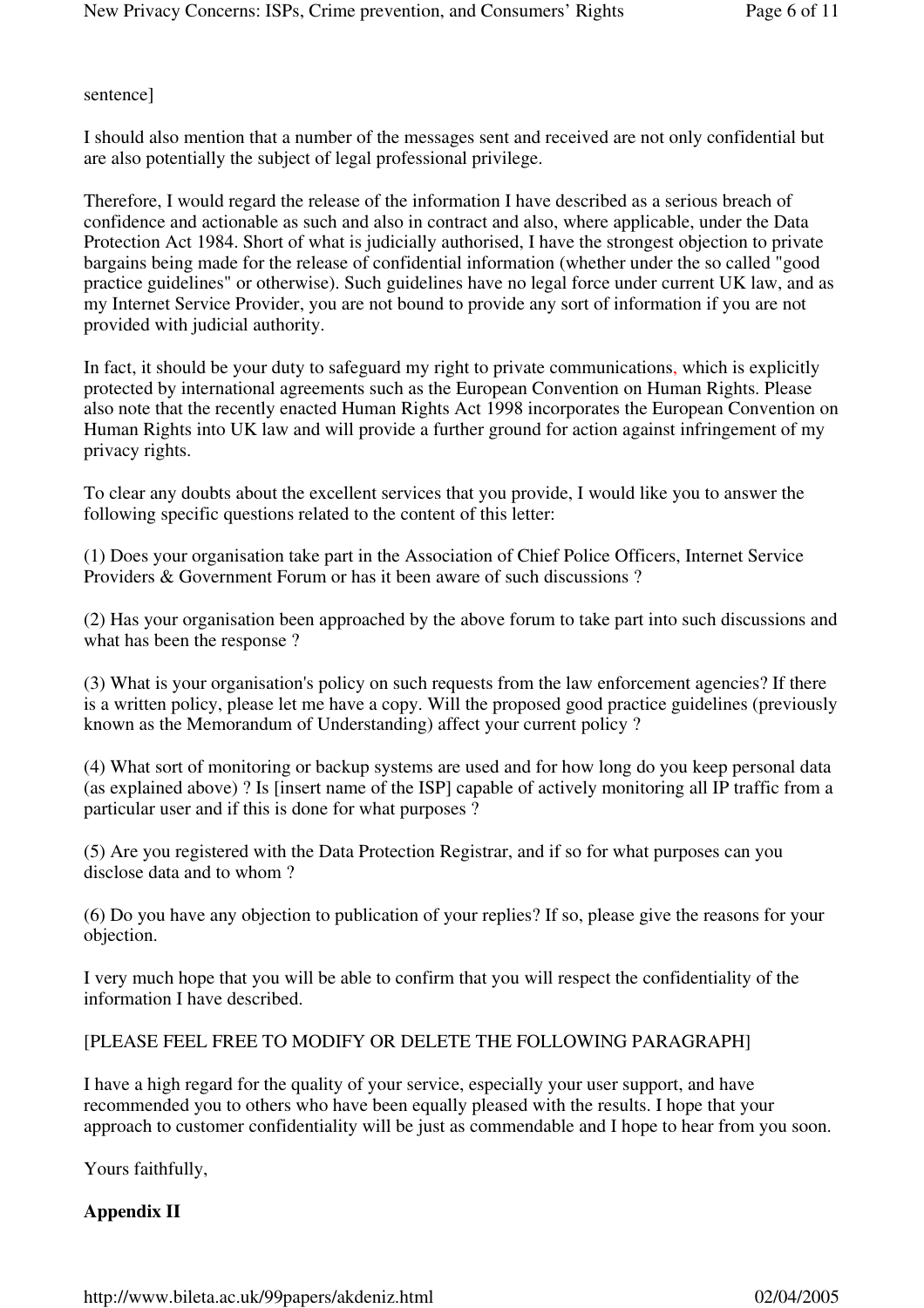sentence]

I should also mention that a number of the messages sent and received are not only confidential but are also potentially the subject of legal professional privilege.

Therefore, I would regard the release of the information I have described as a serious breach of confidence and actionable as such and also in contract and also, where applicable, under the Data Protection Act 1984. Short of what is judicially authorised, I have the strongest objection to private bargains being made for the release of confidential information (whether under the so called "good practice guidelines" or otherwise). Such guidelines have no legal force under current UK law, and as my Internet Service Provider, you are not bound to provide any sort of information if you are not provided with judicial authority.

In fact, it should be your duty to safeguard my right to private communications, which is explicitly protected by international agreements such as the European Convention on Human Rights. Please also note that the recently enacted Human Rights Act 1998 incorporates the European Convention on Human Rights into UK law and will provide a further ground for action against infringement of my privacy rights.

To clear any doubts about the excellent services that you provide, I would like you to answer the following specific questions related to the content of this letter:

(1) Does your organisation take part in the Association of Chief Police Officers, Internet Service Providers & Government Forum or has it been aware of such discussions ?

(2) Has your organisation been approached by the above forum to take part into such discussions and what has been the response ?

(3) What is your organisation's policy on such requests from the law enforcement agencies? If there is a written policy, please let me have a copy. Will the proposed good practice guidelines (previously known as the Memorandum of Understanding) affect your current policy ?

(4) What sort of monitoring or backup systems are used and for how long do you keep personal data (as explained above) ? Is [insert name of the ISP] capable of actively monitoring all IP traffic from a particular user and if this is done for what purposes ?

(5) Are you registered with the Data Protection Registrar, and if so for what purposes can you disclose data and to whom ?

(6) Do you have any objection to publication of your replies? If so, please give the reasons for your objection.

I very much hope that you will be able to confirm that you will respect the confidentiality of the information I have described.

[PLEASE FEEL FREE TO MODIFY OR DELETE THE FOLLOWING PARAGRAPH]

I have a high regard for the quality of your service, especially your user support, and have recommended you to others who have been equally pleased with the results. I hope that your approach to customer confidentiality will be just as commendable and I hope to hear from you soon.

Yours faithfully,

**Appendix II**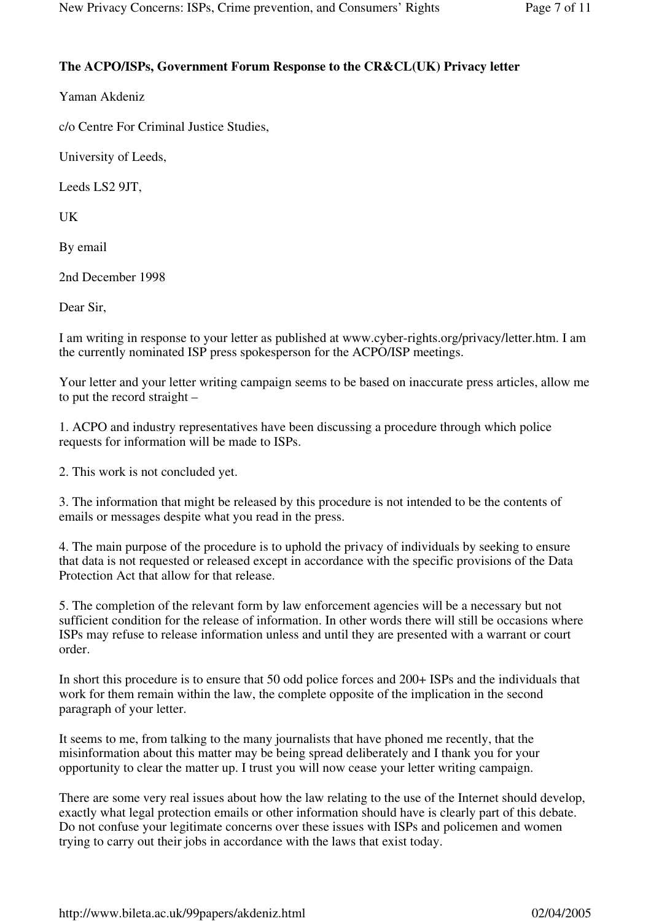**The ACPO/ISPs, Government Forum Response to the CR&CL(UK) Privacy letter**

Yaman Akdeniz

c/o Centre For Criminal Justice Studies,

University of Leeds,

Leeds LS2 9JT,

UK

By email

2nd December 1998

Dear Sir,

I am writing in response to your letter as published at www.cyber-rights.org/privacy/letter.htm. I am the currently nominated ISP press spokesperson for the ACPO/ISP meetings.

Your letter and your letter writing campaign seems to be based on inaccurate press articles, allow me to put the record straight –

1. ACPO and industry representatives have been discussing a procedure through which police requests for information will be made to ISPs.

2. This work is not concluded yet.

3. The information that might be released by this procedure is not intended to be the contents of emails or messages despite what you read in the press.

4. The main purpose of the procedure is to uphold the privacy of individuals by seeking to ensure that data is not requested or released except in accordance with the specific provisions of the Data Protection Act that allow for that release.

5. The completion of the relevant form by law enforcement agencies will be a necessary but not sufficient condition for the release of information. In other words there will still be occasions where ISPs may refuse to release information unless and until they are presented with a warrant or court order.

In short this procedure is to ensure that 50 odd police forces and 200+ ISPs and the individuals that work for them remain within the law, the complete opposite of the implication in the second paragraph of your letter.

It seems to me, from talking to the many journalists that have phoned me recently, that the misinformation about this matter may be being spread deliberately and I thank you for your opportunity to clear the matter up. I trust you will now cease your letter writing campaign.

There are some very real issues about how the law relating to the use of the Internet should develop, exactly what legal protection emails or other information should have is clearly part of this debate. Do not confuse your legitimate concerns over these issues with ISPs and policemen and women trying to carry out their jobs in accordance with the laws that exist today.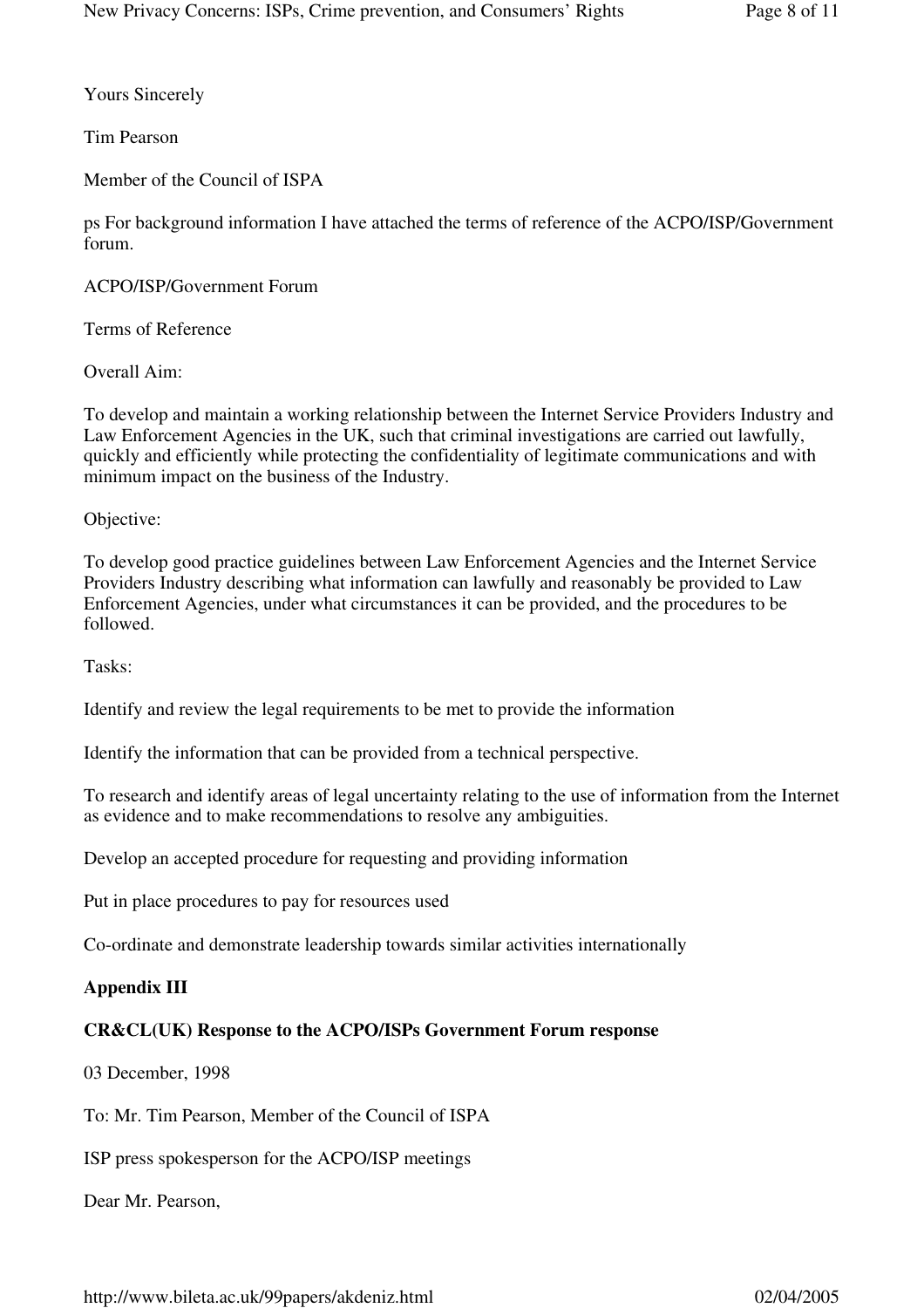Yours Sincerely

Tim Pearson

Member of the Council of ISPA

ps For background information I have attached the terms of reference of the ACPO/ISP/Government forum.

ACPO/ISP/Government Forum

Terms of Reference

Overall Aim:

To develop and maintain a working relationship between the Internet Service Providers Industry and Law Enforcement Agencies in the UK, such that criminal investigations are carried out lawfully, quickly and efficiently while protecting the confidentiality of legitimate communications and with minimum impact on the business of the Industry.

Objective:

To develop good practice guidelines between Law Enforcement Agencies and the Internet Service Providers Industry describing what information can lawfully and reasonably be provided to Law Enforcement Agencies, under what circumstances it can be provided, and the procedures to be followed.

Tasks:

Identify and review the legal requirements to be met to provide the information

Identify the information that can be provided from a technical perspective.

To research and identify areas of legal uncertainty relating to the use of information from the Internet as evidence and to make recommendations to resolve any ambiguities.

Develop an accepted procedure for requesting and providing information

Put in place procedures to pay for resources used

Co-ordinate and demonstrate leadership towards similar activities internationally

**Appendix III**

**CR&CL(UK) Response to the ACPO/ISPs Government Forum response**

03 December, 1998

To: Mr. Tim Pearson, Member of the Council of ISPA

ISP press spokesperson for the ACPO/ISP meetings

Dear Mr. Pearson,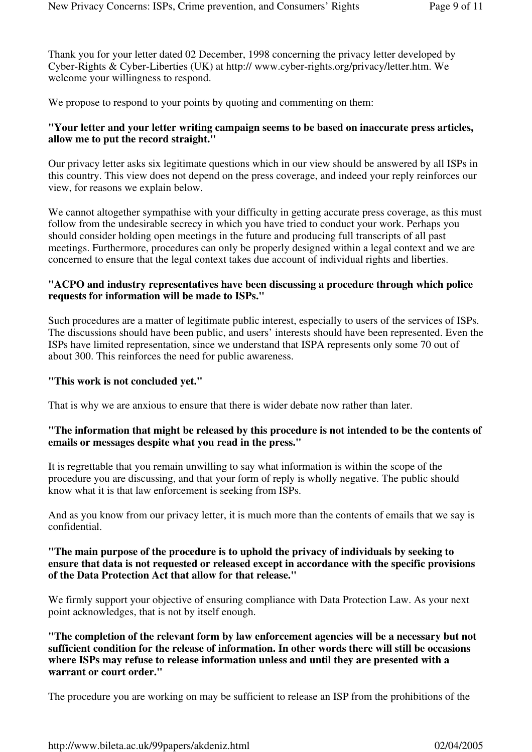Thank you for your letter dated 02 December, 1998 concerning the privacy letter developed by Cyber-Rights & Cyber-Liberties (UK) at http:// www.cyber-rights.org/privacy/letter.htm. We welcome your willingness to respond.

We propose to respond to your points by quoting and commenting on them:

**"Your letter and your letter writing campaign seems to be based on inaccurate press articles, allow me to put the record straight."**

Our privacy letter asks six legitimate questions which in our view should be answered by all ISPs in this country. This view does not depend on the press coverage, and indeed your reply reinforces our view, for reasons we explain below.

We cannot altogether sympathise with your difficulty in getting accurate press coverage, as this must follow from the undesirable secrecy in which you have tried to conduct your work. Perhaps you should consider holding open meetings in the future and producing full transcripts of all past meetings. Furthermore, procedures can only be properly designed within a legal context and we are concerned to ensure that the legal context takes due account of individual rights and liberties.

**"ACPO and industry representatives have been discussing a procedure through which police requests for information will be made to ISPs."**

Such procedures are a matter of legitimate public interest, especially to users of the services of ISPs. The discussions should have been public, and users' interests should have been represented. Even the ISPs have limited representation, since we understand that ISPA represents only some 70 out of about 300. This reinforces the need for public awareness.

**"This work is not concluded yet."**

That is why we are anxious to ensure that there is wider debate now rather than later.

**"The information that might be released by this procedure is not intended to be the contents of emails or messages despite what you read in the press."**

It is regrettable that you remain unwilling to say what information is within the scope of the procedure you are discussing, and that your form of reply is wholly negative. The public should know what it is that law enforcement is seeking from ISPs.

And as you know from our privacy letter, it is much more than the contents of emails that we say is confidential.

**"The main purpose of the procedure is to uphold the privacy of individuals by seeking to ensure that data is not requested or released except in accordance with the specific provisions of the Data Protection Act that allow for that release."**

We firmly support your objective of ensuring compliance with Data Protection Law. As your next point acknowledges, that is not by itself enough.

**"The completion of the relevant form by law enforcement agencies will be a necessary but not sufficient condition for the release of information. In other words there will still be occasions where ISPs may refuse to release information unless and until they are presented with a warrant or court order."**

The procedure you are working on may be sufficient to release an ISP from the prohibitions of the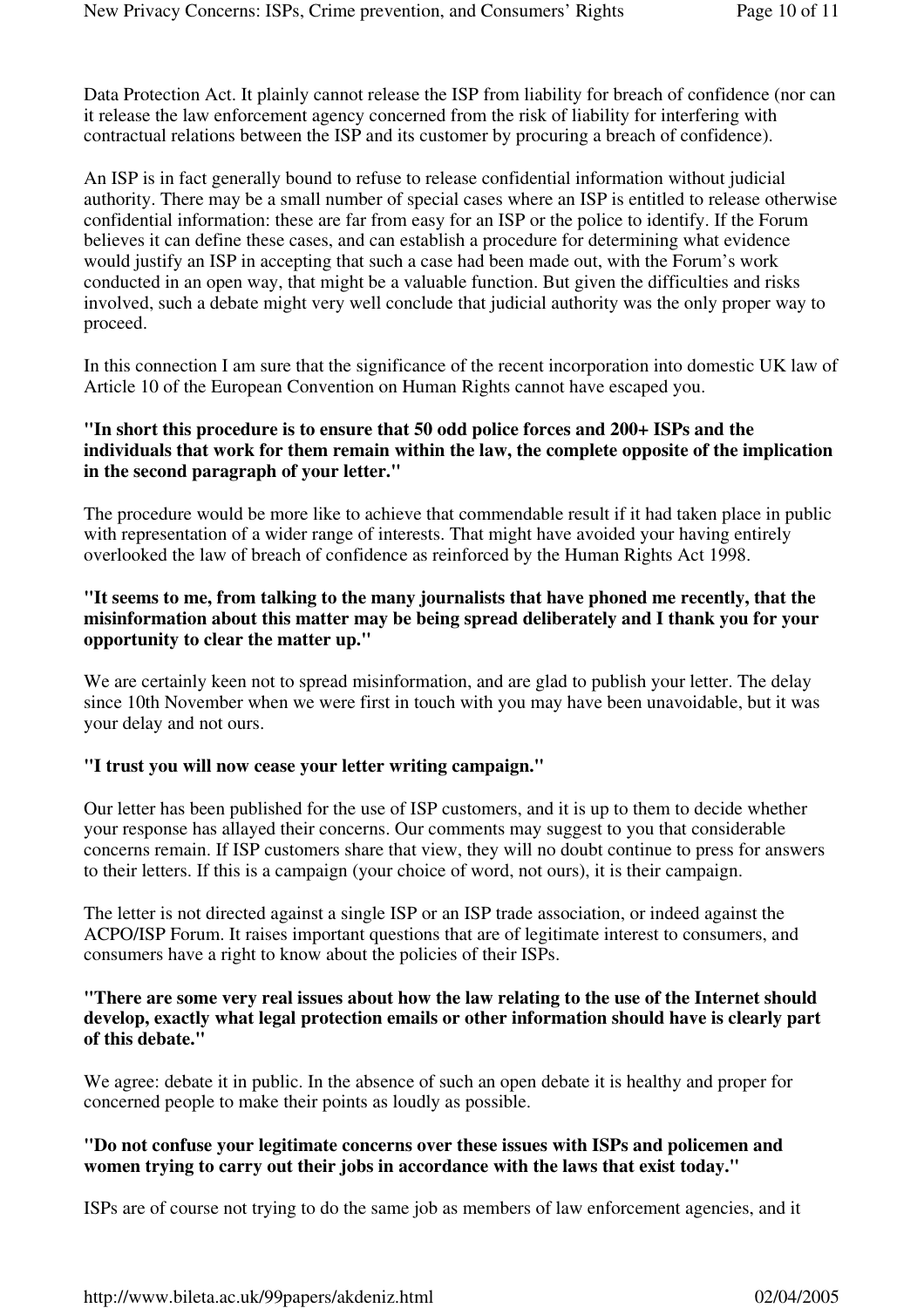Data Protection Act. It plainly cannot release the ISP from liability for breach of confidence (nor can it release the law enforcement agency concerned from the risk of liability for interfering with contractual relations between the ISP and its customer by procuring a breach of confidence).

An ISP is in fact generally bound to refuse to release confidential information without judicial authority. There may be a small number of special cases where an ISP is entitled to release otherwise confidential information: these are far from easy for an ISP or the police to identify. If the Forum believes it can define these cases, and can establish a procedure for determining what evidence would justify an ISP in accepting that such a case had been made out, with the Forum's work conducted in an open way, that might be a valuable function. But given the difficulties and risks involved, such a debate might very well conclude that judicial authority was the only proper way to proceed.

In this connection I am sure that the significance of the recent incorporation into domestic UK law of Article 10 of the European Convention on Human Rights cannot have escaped you.

**"In short this procedure is to ensure that 50 odd police forces and 200+ ISPs and the individuals that work for them remain within the law, the complete opposite of the implication in the second paragraph of your letter."**

The procedure would be more like to achieve that commendable result if it had taken place in public with representation of a wider range of interests. That might have avoided your having entirely overlooked the law of breach of confidence as reinforced by the Human Rights Act 1998.

**"It seems to me, from talking to the many journalists that have phoned me recently, that the misinformation about this matter may be being spread deliberately and I thank you for your opportunity to clear the matter up."**

We are certainly keen not to spread misinformation, and are glad to publish your letter. The delay since 10th November when we were first in touch with you may have been unavoidable, but it was your delay and not ours.

**"I trust you will now cease your letter writing campaign."**

Our letter has been published for the use of ISP customers, and it is up to them to decide whether your response has allayed their concerns. Our comments may suggest to you that considerable concerns remain. If ISP customers share that view, they will no doubt continue to press for answers to their letters. If this is a campaign (your choice of word, not ours), it is their campaign.

The letter is not directed against a single ISP or an ISP trade association, or indeed against the ACPO/ISP Forum. It raises important questions that are of legitimate interest to consumers, and consumers have a right to know about the policies of their ISPs.

**"There are some very real issues about how the law relating to the use of the Internet should develop, exactly what legal protection emails or other information should have is clearly part of this debate."**

We agree: debate it in public. In the absence of such an open debate it is healthy and proper for concerned people to make their points as loudly as possible.

**"Do not confuse your legitimate concerns over these issues with ISPs and policemen and women trying to carry out their jobs in accordance with the laws that exist today."**

ISPs are of course not trying to do the same job as members of law enforcement agencies, and it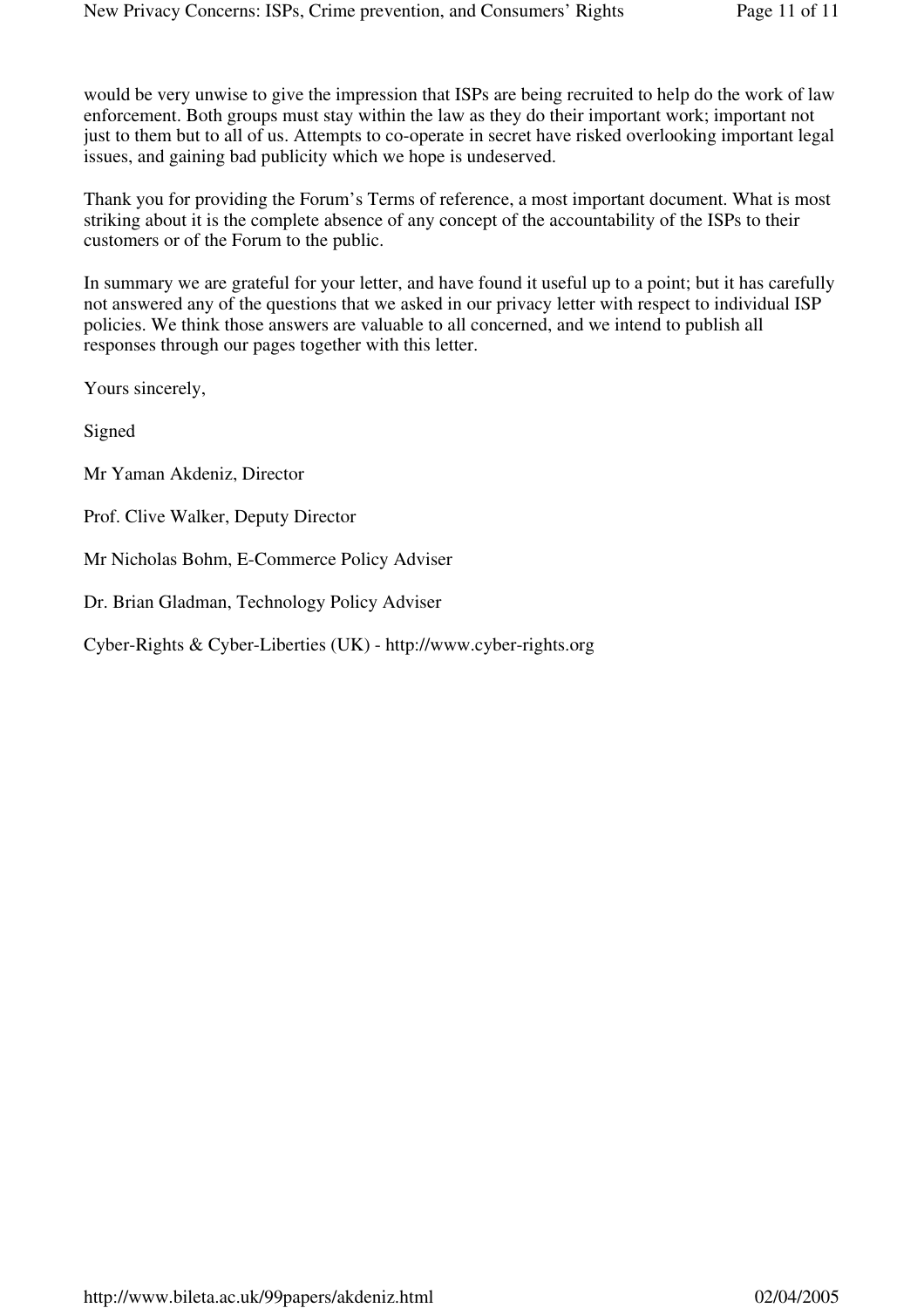would be very unwise to give the impression that ISPs are being recruited to help do the work of law enforcement. Both groups must stay within the law as they do their important work; important not just to them but to all of us. Attempts to co-operate in secret have risked overlooking important legal issues, and gaining bad publicity which we hope is undeserved.

Thank you for providing the Forum's Terms of reference, a most important document. What is most striking about it is the complete absence of any concept of the accountability of the ISPs to their customers or of the Forum to the public.

In summary we are grateful for your letter, and have found it useful up to a point; but it has carefully not answered any of the questions that we asked in our privacy letter with respect to individual ISP policies. We think those answers are valuable to all concerned, and we intend to publish all responses through our pages together with this letter.

Yours sincerely,

Signed

Mr Yaman Akdeniz, Director

Prof. Clive Walker, Deputy Director

Mr Nicholas Bohm, E-Commerce Policy Adviser

Dr. Brian Gladman, Technology Policy Adviser

Cyber-Rights & Cyber-Liberties (UK) - http://www.cyber-rights.org